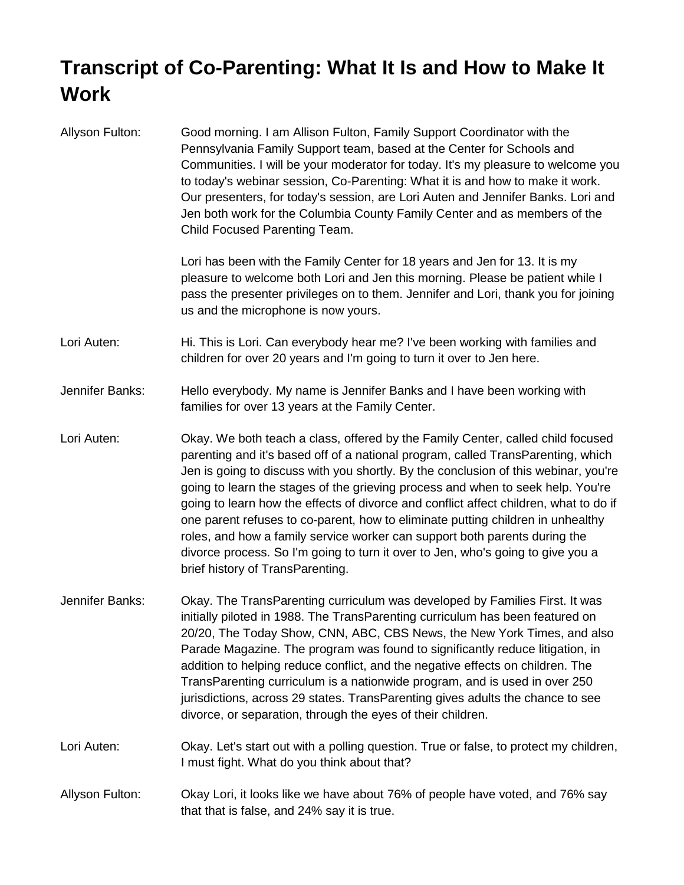# Transcript of Co-Parenting: What It Is and How to Make It Work

**Allyson Fulton:** Good morning. I am Allison Fulton, Family Support Coordinator with the Pennsylvania Family Support team, based at the Center for Schools and Communities. I will be your moderator for today. It's my pleasure to welcome you to today's webinar session, Co-Parenting: What it is and how to make it work. Our presenters, for today's session, are Lori Auten and Jennifer Banks. Lori and Jen both work for the Columbia County Family Center and as members of the Child Focused Parenting Team.

Lori has been with the Family Center for 18 years and Jen for 13. It is my pleasure to welcome both Lori and Jen this morning. Please be patient while I pass the presenter privileges on to them. Jennifer and Lori, thank you for joining us and the microphone is now yours.

**Lori Auten:** Hi. This is Lori. Can everybody hear me? I've been working with families and children for over 20 years and I'm going to turn it over to Jen here.

**Jennifer Banks:** Hello everybody. My name is Jennifer Banks and I have been working with families for over 13 years at the Family Center.

**Lori Auten:** Okay. We both teach a class, offered by the Family Center, called child focused parenting and it's based off of a national program, called TransParenting, which Jen is going to discuss with you shortly. By the conclusion of this webinar, you're going to learn the stages of the grieving process and when to seek help. You're going to learn how the effects of divorce and conflict affect children, what to do if one parent refuses to co-parent, how to eliminate putting children in unhealthy roles, and how a family service worker can support both parents during the divorce process. So I'm going to turn it over to Jen, who's going to give you a brief history of TransParenting.

**Jennifer Banks:** Okay. The TransParenting curriculum was developed by Families First. It was initially piloted in 1988. The TransParenting curriculum has been featured on 20/20, The Today Show, CNN, ABC, CBS News, the New York Times, and also Parade Magazine. The program was found to significantly reduce litigation, in addition to helping reduce conflict, and the negative effects on children. The TransParenting curriculum is a nationwide program, and is used in over 250 jurisdictions, across 29 states. TransParenting gives adults the chance to see divorce, or separation, through the eyes of their children.

**Lori Auten:** Okay. Let's start out with a polling question. True or false, to protect my children, I must fight. What do you think about that?

**Allyson Fulton:** Okay Lori, it looks like we have about 76% of people have voted, and 76% say that that is false, and 24% say it is true.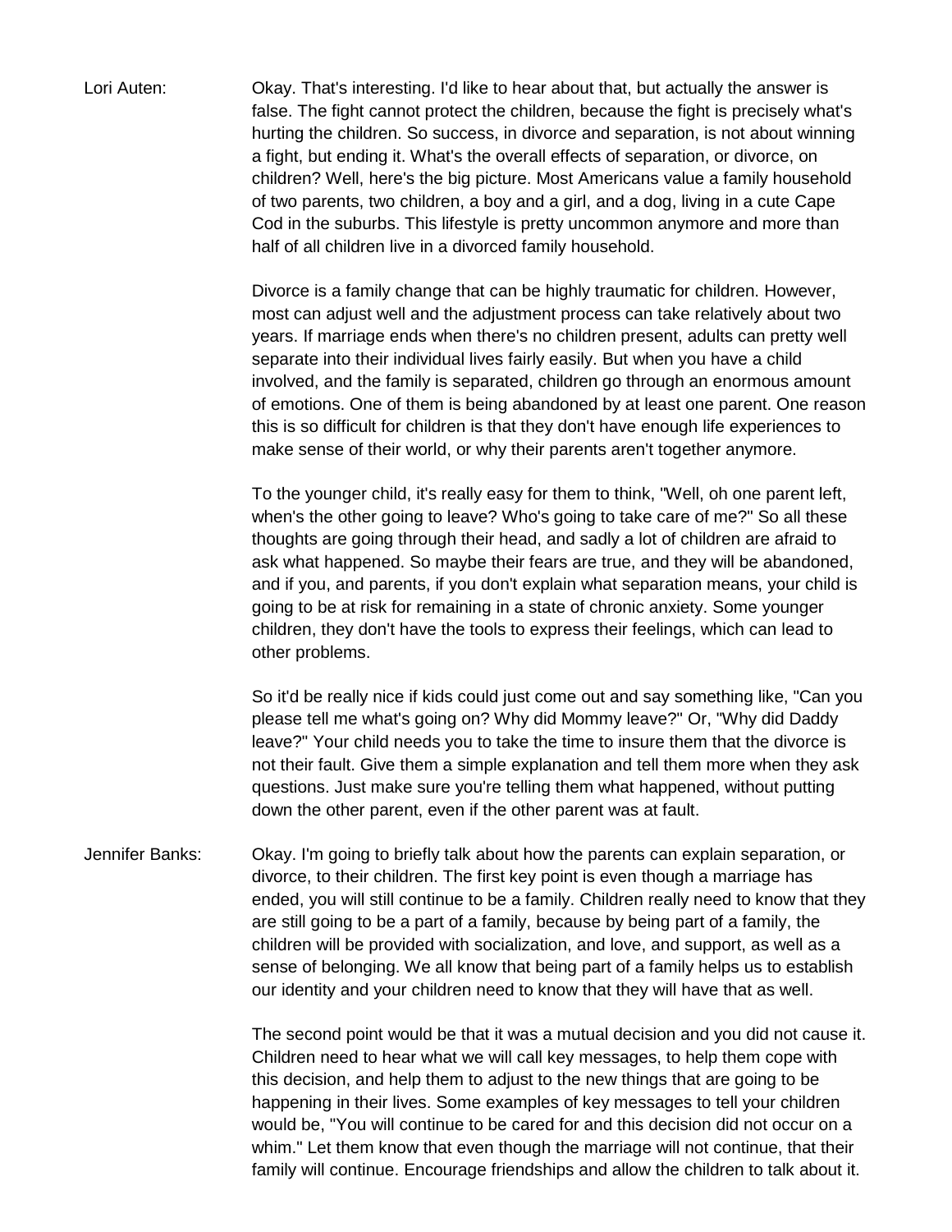Lori Auten: Okay. That's interesting. I'd like to hear about that, but actually the answer is false. The fight cannot protect the children, because the fight is precisely what's hurting the children. So success, in divorce and separation, is not about winning a fight, but ending it. What's the overall effects of separation, or divorce, on children? Well, here's the big picture. Most Americans value a family household of two parents, two children, a boy and a girl, and a dog, living in a cute Cape Cod in the suburbs. This lifestyle is pretty uncommon anymore and more than half of all children live in a divorced family household.

Divorce is a family change that can be highly traumatic for children. However, most can adjust well and the adjustment process can take relatively about two years. If marriage ends when there's no children present, adults can pretty well separate into their individual lives fairly easily. But when you have a child involved, and the family is separated, children go through an enormous amount of emotions. One of them is being abandoned by at least one parent. One reason this is so difficult for children is that they don't have enough life experiences to make sense of their world, or why their parents aren't together anymore.

To the younger child, it's really easy for them to think, "Well, oh one parent left, when's the other going to leave? Who's going to take care of me?" So all these thoughts are going through their head, and sadly a lot of children are afraid to ask what happened. So maybe their fears are true, and they will be abandoned, and if you, and parents, if you don't explain what separation means, your child is going to be at risk for remaining in a state of chronic anxiety. Some younger children, they don't have the tools to express their feelings, which can lead to other problems.

So it'd be really nice if kids could just come out and say something like, "Can you please tell me what's going on? Why did Mommy leave?" Or, "Why did Daddy leave?" Your child needs you to take the time to insure them that the divorce is not their fault. Give them a simple explanation and tell them more when they ask questions. Just make sure you're telling them what happened, without putting down the other parent, even if the other parent was at fault.

Jennifer Banks: Okay. I'm going to briefly talk about how the parents can explain separation, or divorce, to their children. The first key point is even though a marriage has ended, you will still continue to be a family. Children really need to know that they are still going to be a part of a family, because by being part of a family, the children will be provided with socialization, and love, and support, as well as a sense of belonging. We all know that being part of a family helps us to establish our identity and your children need to know that they will have that as well.

The second point would be that it was a mutual decision and you did not cause it. Children need to hear what we will call key messages, to help them cope with this decision, and help them to adjust to the new things that are going to be happening in their lives. Some examples of key messages to tell your children would be, "You will continue to be cared for and this decision did not occur on a whim." Let them know that even though the marriage will not continue, that their family will continue. Encourage friendships and allow the children to talk about it.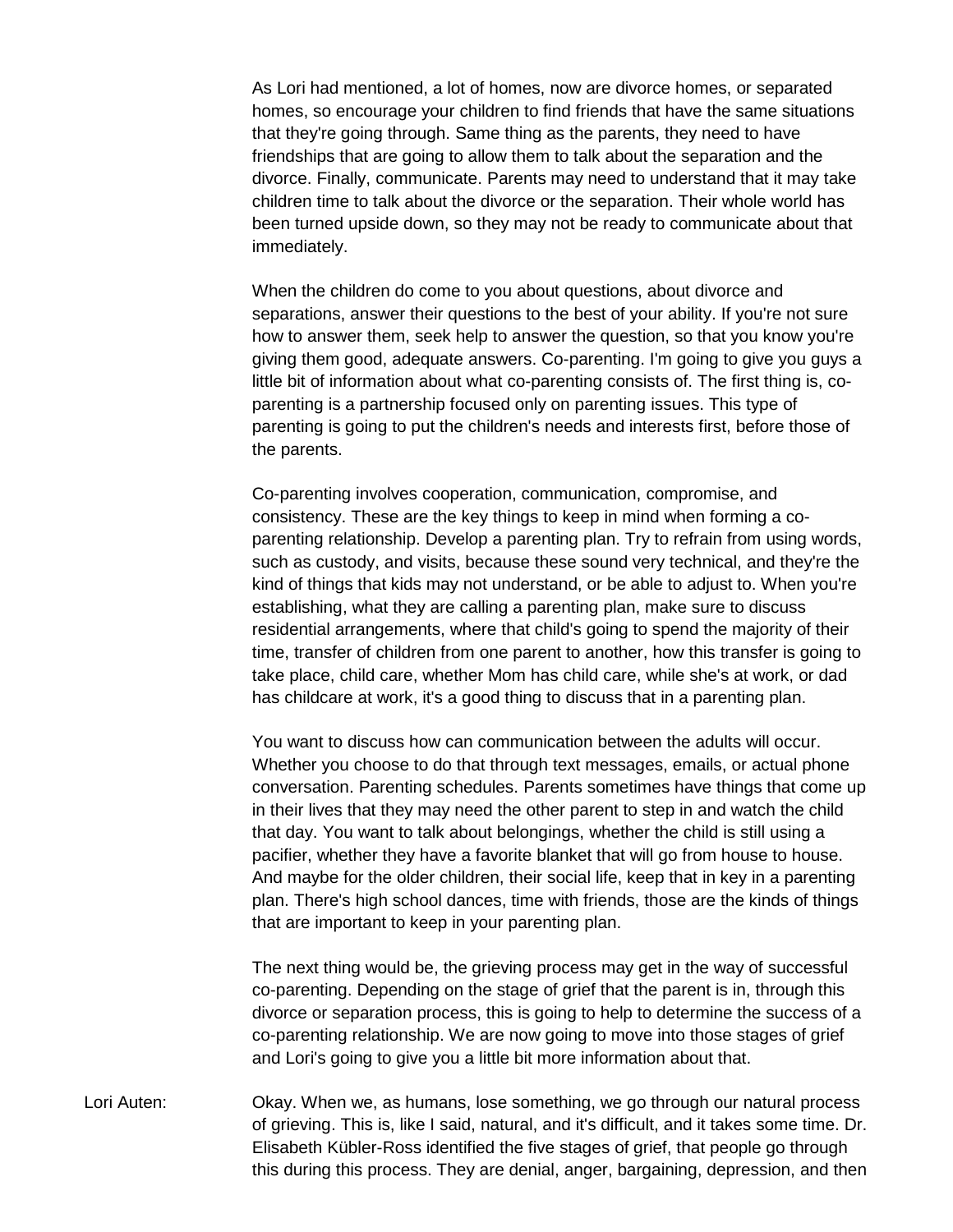As Lori had mentioned, a lot of homes, now are divorce homes, or separated homes, so encourage your children to find friends that have the same situations that they're going through. Same thing as the parents, they need to have friendships that are going to allow them to talk about the separation and the divorce. Finally, communicate. Parents may need to understand that it may take children time to talk about the divorce or the separation. Their whole world has been turned upside down, so they may not be ready to communicate about that immediately.

When the children do come to you about questions, about divorce and separations, answer their questions to the best of your ability. If you're not sure how to answer them, seek help to answer the question, so that you know you're giving them good, adequate answers. Co-parenting. I'm going to give you guys a little bit of information about what co-parenting consists of. The first thing is, co-parenting is a partnership focused only on parenting issues. This type of parenting is going to put the children's needs and interests first, before those of the parents.

Co-parenting involves cooperation, communication, compromise, and consistency. These are the key things to keep in mind when forming a co-parenting relationship. Develop a parenting plan. Try to refrain from using words, such as custody, and visits, because these sound very technical, and they're the kind of things that kids may not understand, or be able to adjust to. When you're establishing, what they are calling a parenting plan, make sure to discuss residential arrangements, where that child's going to spend the majority of their time, transfer of children from one parent to another, how this transfer is going to take place, child care, whether Mom has child care, while she's at work, or dad has childcare at work, it's a good thing to discuss that in a parenting plan.

You want to discuss how can communication between the adults will occur. Whether you choose to do that through text messages, emails, or actual phone conversation. Parenting schedules. Parents sometimes have things that come up in their lives that they may need the other parent to step in and watch the child that day. You want to talk about belongings, whether the child is still using a pacifier, whether they have a favorite blanket that will go from house to house. And maybe for the older children, their social life, keep that in key in a parenting plan. There's high school dances, time with friends, those are the kinds of things that are important to keep in your parenting plan.

The next thing would be, the grieving process may get in the way of successful co-parenting. Depending on the stage of grief that the parent is in, through this divorce or separation process, this is going to help to determine the success of a co-parenting relationship. We are now going to move into those stages of grief and Lori's going to give you a little bit more information about that.

Lori Auten: Okay. When we, as humans, lose something, we go through our natural process of grieving. This is, like I said, natural, and it's difficult, and it takes some time. Dr. Elisabeth Kübler-Ross identified the five stages of grief, that people go through this during this process. They are denial, anger, bargaining, depression, and then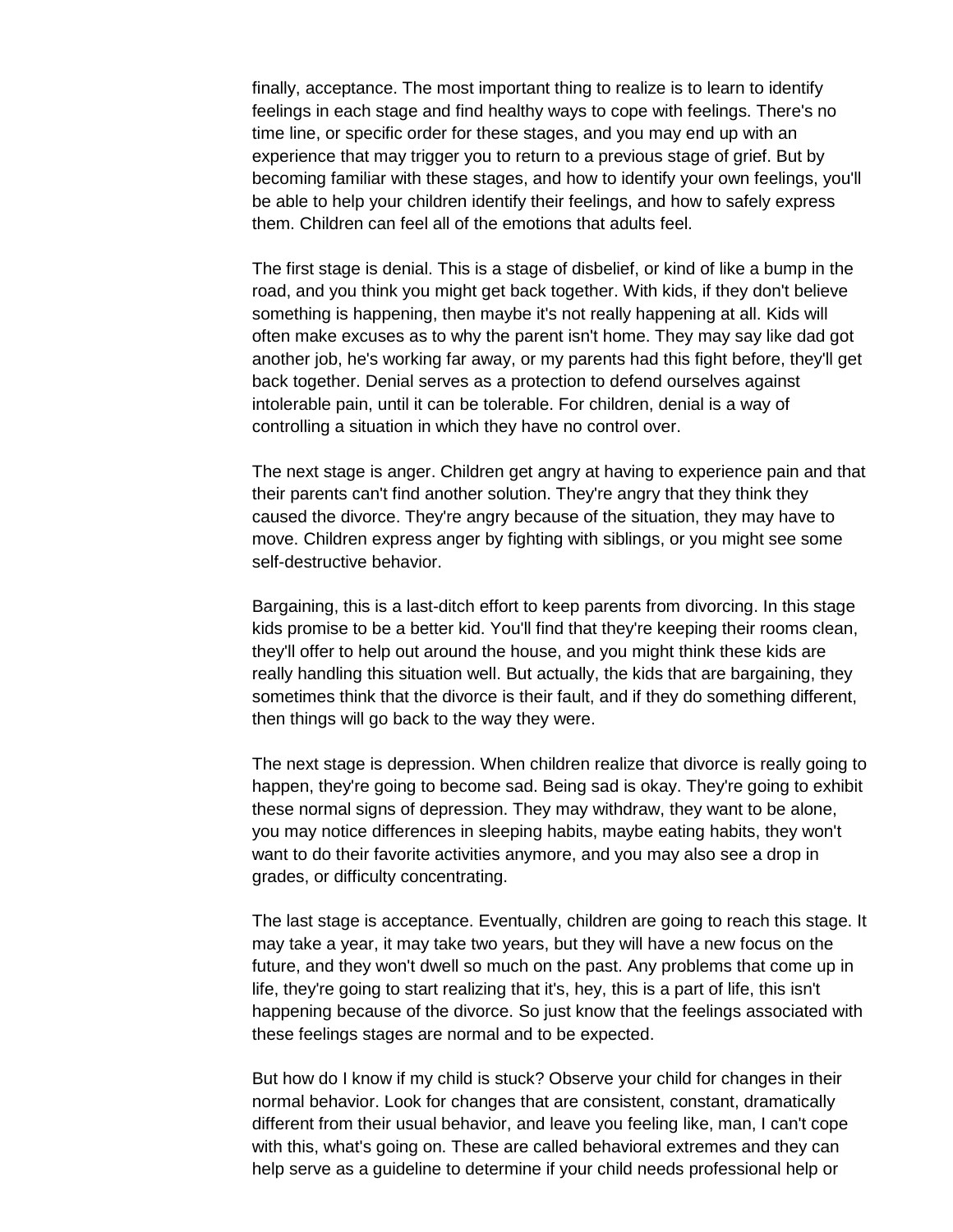finally, acceptance. The most important thing to realize is to learn to identify feelings in each stage and find healthy ways to cope with feelings. There's no time line, or specific order for these stages, and you may end up with an experience that may trigger you to return to a previous stage of grief. But by becoming familiar with these stages, and how to identify your own feelings, you'll be able to help your children identify their feelings, and how to safely express them. Children can feel all of the emotions that adults feel.

The first stage is denial. This is a stage of disbelief, or kind of like a bump in the road, and you think you might get back together. With kids, if they don't believe something is happening, then maybe it's not really happening at all. Kids will often make excuses as to why the parent isn't home. They may say like dad got another job, he's working far away, or my parents had this fight before, they'll get back together. Denial serves as a protection to defend ourselves against intolerable pain, until it can be tolerable. For children, denial is a way of controlling a situation in which they have no control over.

The next stage is anger. Children get angry at having to experience pain and that their parents can't find another solution. They're angry that they think they caused the divorce. They're angry because of the situation, they may have to move. Children express anger by fighting with siblings, or you might see some self-destructive behavior.

Bargaining, this is a last-ditch effort to keep parents from divorcing. In this stage kids promise to be a better kid. You'll find that they're keeping their rooms clean, they'll offer to help out around the house, and you might think these kids are really handling this situation well. But actually, the kids that are bargaining, they sometimes think that the divorce is their fault, and if they do something different, then things will go back to the way they were.

The next stage is depression. When children realize that divorce is really going to happen, they're going to become sad. Being sad is okay. They're going to exhibit these normal signs of depression. They may withdraw, they want to be alone, you may notice differences in sleeping habits, maybe eating habits, they won't want to do their favorite activities anymore, and you may also see a drop in grades, or difficulty concentrating.

The last stage is acceptance. Eventually, children are going to reach this stage. It may take a year, it may take two years, but they will have a new focus on the future, and they won't dwell so much on the past. Any problems that come up in life, they're going to start realizing that it's, hey, this is a part of life, this isn't happening because of the divorce. So just know that the feelings associated with these feelings stages are normal and to be expected.

But how do I know if my child is stuck? Observe your child for changes in their normal behavior. Look for changes that are consistent, constant, dramatically different from their usual behavior, and leave you feeling like, man, I can't cope with this, what's going on. These are called behavioral extremes and they can help serve as a guideline to determine if your child needs professional help or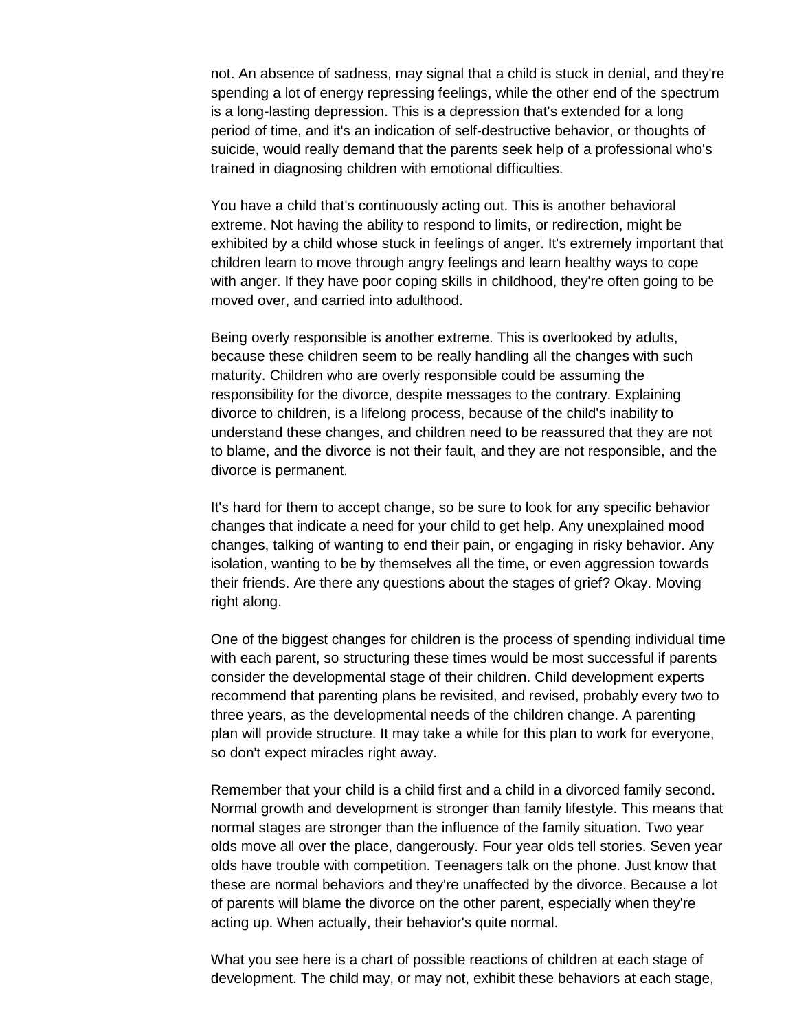not. An absence of sadness, may signal that a child is stuck in denial, and they're spending a lot of energy repressing feelings, while the other end of the spectrum is a long-lasting depression. This is a depression that's extended for a long period of time, and it's an indication of self-destructive behavior, or thoughts of suicide, would really demand that the parents seek help of a professional who's trained in diagnosing children with emotional difficulties.

You have a child that's continuously acting out. This is another behavioral extreme. Not having the ability to respond to limits, or redirection, might be exhibited by a child whose stuck in feelings of anger. It's extremely important that children learn to move through angry feelings and learn healthy ways to cope with anger. If they have poor coping skills in childhood, they're often going to be moved over, and carried into adulthood.

Being overly responsible is another extreme. This is overlooked by adults, because these children seem to be really handling all the changes with such maturity. Children who are overly responsible could be assuming the responsibility for the divorce, despite messages to the contrary. Explaining divorce to children, is a lifelong process, because of the child's inability to understand these changes, and children need to be reassured that they are not to blame, and the divorce is not their fault, and they are not responsible, and the divorce is permanent.

It's hard for them to accept change, so be sure to look for any specific behavior changes that indicate a need for your child to get help. Any unexplained mood changes, talking of wanting to end their pain, or engaging in risky behavior. Any isolation, wanting to be by themselves all the time, or even aggression towards their friends. Are there any questions about the stages of grief? Okay. Moving right along.

One of the biggest changes for children is the process of spending individual time with each parent, so structuring these times would be most successful if parents consider the developmental stage of their children. Child development experts recommend that parenting plans be revisited, and revised, probably every two to three years, as the developmental needs of the children change. A parenting plan will provide structure. It may take a while for this plan to work for everyone, so don't expect miracles right away.

Remember that your child is a child first and a child in a divorced family second. Normal growth and development is stronger than family lifestyle. This means that normal stages are stronger than the influence of the family situation. Two year olds move all over the place, dangerously. Four year olds tell stories. Seven year olds have trouble with competition. Teenagers talk on the phone. Just know that these are normal behaviors and they're unaffected by the divorce. Because a lot of parents will blame the divorce on the other parent, especially when they're acting up. When actually, their behavior's quite normal.

What you see here is a chart of possible reactions of children at each stage of development. The child may, or may not, exhibit these behaviors at each stage,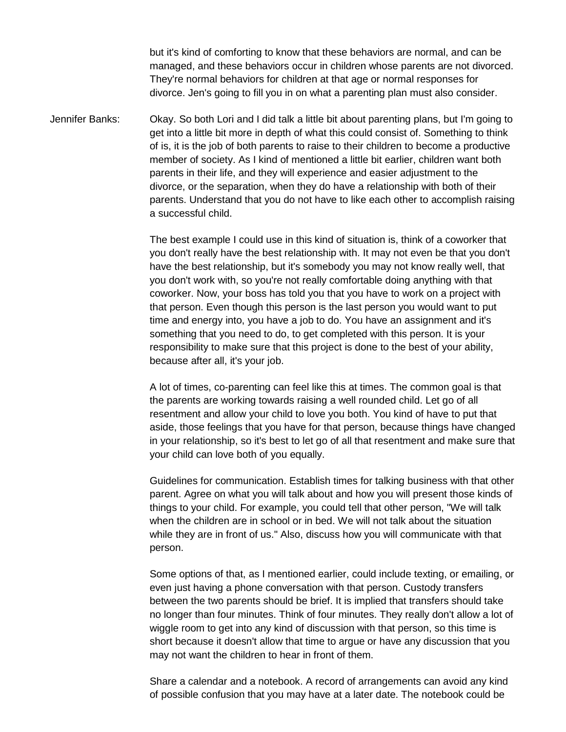but it's kind of comforting to know that these behaviors are normal, and can be managed, and these behaviors occur in children whose parents are not divorced. They're normal behaviors for children at that age or normal responses for divorce. Jen's going to fill you in on what a parenting plan must also consider.

Jennifer Banks: Okay. So both Lori and I did talk a little bit about parenting plans, but I'm going to get into a little bit more in depth of what this could consist of. Something to think of is, it is the job of both parents to raise to their children to become a productive member of society. As I kind of mentioned a little bit earlier, children want both parents in their life, and they will experience and easier adjustment to the divorce, or the separation, when they do have a relationship with both of their parents. Understand that you do not have to like each other to accomplish raising a successful child.

The best example I could use in this kind of situation is, think of a coworker that you don't really have the best relationship with. It may not even be that you don't have the best relationship, but it's somebody you may not know really well, that you don't work with, so you're not really comfortable doing anything with that coworker. Now, your boss has told you that you have to work on a project with that person. Even though this person is the last person you would want to put time and energy into, you have a job to do. You have an assignment and it's something that you need to do, to get completed with this person. It is your responsibility to make sure that this project is done to the best of your ability, because after all, it's your job.

A lot of times, co-parenting can feel like this at times. The common goal is that the parents are working towards raising a well rounded child. Let go of all resentment and allow your child to love you both. You kind of have to put that aside, those feelings that you have for that person, because things have changed in your relationship, so it's best to let go of all that resentment and make sure that your child can love both of you equally.

Guidelines for communication. Establish times for talking business with that other parent. Agree on what you will talk about and how you will present those kinds of things to your child. For example, you could tell that other person, "We will talk when the children are in school or in bed. We will not talk about the situation while they are in front of us." Also, discuss how you will communicate with that person.

Some options of that, as I mentioned earlier, could include texting, or emailing, or even just having a phone conversation with that person. Custody transfers between the two parents should be brief. It is implied that transfers should take no longer than four minutes. Think of four minutes. They really don't allow a lot of wiggle room to get into any kind of discussion with that person, so this time is short because it doesn't allow that time to argue or have any discussion that you may not want the children to hear in front of them.

Share a calendar and a notebook. A record of arrangements can avoid any kind of possible confusion that you may have at a later date. The notebook could be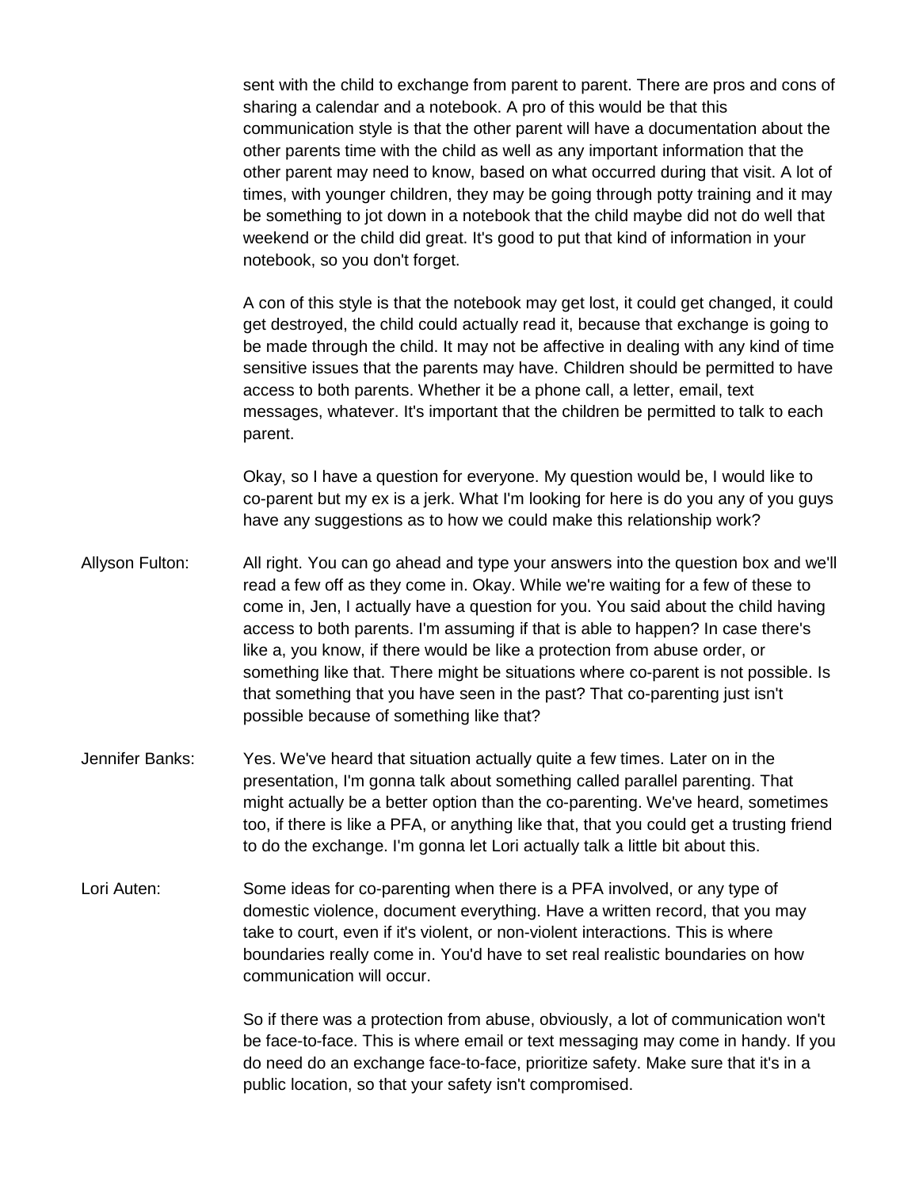sent with the child to exchange from parent to parent. There are pros and cons of sharing a calendar and a notebook. A pro of this would be that this communication style is that the other parent will have a documentation about the other parents time with the child as well as any important information that the other parent may need to know, based on what occurred during that visit. A lot of times, with younger children, they may be going through potty training and it may be something to jot down in a notebook that the child maybe did not do well that weekend or the child did great. It's good to put that kind of information in your notebook, so you don't forget.

A con of this style is that the notebook may get lost, it could get changed, it could get destroyed, the child could actually read it, because that exchange is going to be made through the child. It may not be affective in dealing with any kind of time sensitive issues that the parents may have. Children should be permitted to have access to both parents. Whether it be a phone call, a letter, email, text messages, whatever. It's important that the children be permitted to talk to each parent.

Okay, so I have a question for everyone. My question would be, I would like to co-parent but my ex is a jerk. What I'm looking for here is do you any of you guys have any suggestions as to how we could make this relationship work?

**Allyson Fulton:** All right. You can go ahead and type your answers into the question box and we'll read a few off as they come in. Okay. While we're waiting for a few of these to come in, Jen, I actually have a question for you. You said about the child having access to both parents. I'm assuming if that is able to happen? In case there's like a, you know, if there would be like a protection from abuse order, or something like that. There might be situations where co-parent is not possible. Is that something that you have seen in the past? That co-parenting just isn't possible because of something like that?

**Jennifer Banks:** Yes. We've heard that situation actually quite a few times. Later on in the presentation, I'm gonna talk about something called parallel parenting. That might actually be a better option than the co-parenting. We've heard, sometimes too, if there is like a PFA, or anything like that, that you could get a trusting friend to do the exchange. I'm gonna let Lori actually talk a little bit about this.

**Lori Auten:** Some ideas for co-parenting when there is a PFA involved, or any type of domestic violence, document everything. Have a written record, that you may take to court, even if it's violent, or non-violent interactions. This is where boundaries really come in. You'd have to set real realistic boundaries on how communication will occur.

So if there was a protection from abuse, obviously, a lot of communication won't be face-to-face. This is where email or text messaging may come in handy. If you do need do an exchange face-to-face, prioritize safety. Make sure that it's in a public location, so that your safety isn't compromised.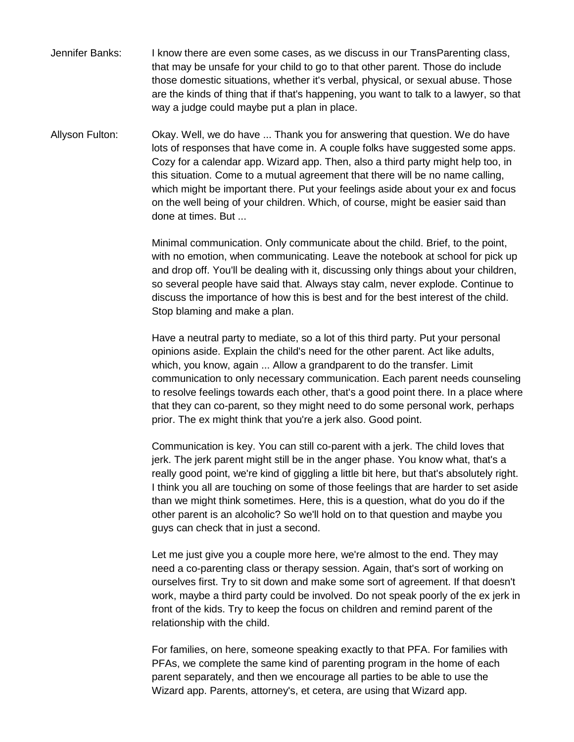Jennifer Banks: I know there are even some cases, as we discuss in our TransParenting class, that may be unsafe for your child to go to that other parent. Those do include those domestic situations, whether it's verbal, physical, or sexual abuse. Those are the kinds of thing that if that's happening, you want to talk to a lawyer, so that way a judge could maybe put a plan in place.

Allyson Fulton: Okay. Well, we do have ... Thank you for answering that question. We do have lots of responses that have come in. A couple folks have suggested some apps. Cozy for a calendar app. Wizard app. Then, also a third party might help too, in this situation. Come to a mutual agreement that there will be no name calling, which might be important there. Put your feelings aside about your ex and focus on the well being of your children. Which, of course, might be easier said than done at times. But ...

Minimal communication. Only communicate about the child. Brief, to the point, with no emotion, when communicating. Leave the notebook at school for pick up and drop off. You'll be dealing with it, discussing only things about your children, so several people have said that. Always stay calm, never explode. Continue to discuss the importance of how this is best and for the best interest of the child. Stop blaming and make a plan.

Have a neutral party to mediate, so a lot of this third party. Put your personal opinions aside. Explain the child's need for the other parent. Act like adults, which, you know, again ... Allow a grandparent to do the transfer. Limit communication to only necessary communication. Each parent needs counseling to resolve feelings towards each other, that's a good point there. In a place where that they can co-parent, so they might need to do some personal work, perhaps prior. The ex might think that you're a jerk also. Good point.

Communication is key. You can still co-parent with a jerk. The child loves that jerk. The jerk parent might still be in the anger phase. You know what, that's a really good point, we're kind of giggling a little bit here, but that's absolutely right. I think you all are touching on some of those feelings that are harder to set aside than we might think sometimes. Here, this is a question, what do you do if the other parent is an alcoholic? So we'll hold on to that question and maybe you guys can check that in just a second.

Let me just give you a couple more here, we're almost to the end. They may need a co-parenting class or therapy session. Again, that's sort of working on ourselves first. Try to sit down and make some sort of agreement. If that doesn't work, maybe a third party could be involved. Do not speak poorly of the ex jerk in front of the kids. Try to keep the focus on children and remind parent of the relationship with the child.

For families, on here, someone speaking exactly to that PFA. For families with PFAs, we complete the same kind of parenting program in the home of each parent separately, and then we encourage all parties to be able to use the Wizard app. Parents, attorney's, et cetera, are using that Wizard app.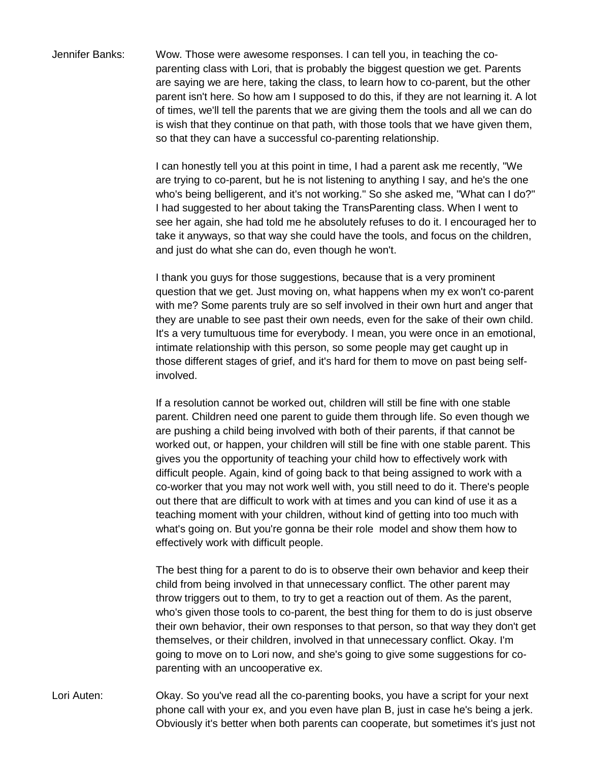Jennifer Banks: Wow. Those were awesome responses. I can tell you, in teaching the co-parenting class with Lori, that is probably the biggest question we get. Parents are saying we are here, taking the class, to learn how to co-parent, but the other parent isn't here. So how am I supposed to do this, if they are not learning it. A lot of times, we'll tell the parents that we are giving them the tools and all we can do is wish that they continue on that path, with those tools that we have given them, so that they can have a successful co-parenting relationship.

I can honestly tell you at this point in time, I had a parent ask me recently, "We are trying to co-parent, but he is not listening to anything I say, and he's the one who's being belligerent, and it's not working." So she asked me, "What can I do?" I had suggested to her about taking the TransParenting class. When I went to see her again, she had told me he absolutely refuses to do it. I encouraged her to take it anyways, so that way she could have the tools, and focus on the children, and just do what she can do, even though he won't.

I thank you guys for those suggestions, because that is a very prominent question that we get. Just moving on, what happens when my ex won't co-parent with me? Some parents truly are so self involved in their own hurt and anger that they are unable to see past their own needs, even for the sake of their own child. It's a very tumultuous time for everybody. I mean, you were once in an emotional, intimate relationship with this person, so some people may get caught up in those different stages of grief, and it's hard for them to move on past being self-involved.

If a resolution cannot be worked out, children will still be fine with one stable parent. Children need one parent to guide them through life. So even though we are pushing a child being involved with both of their parents, if that cannot be worked out, or happen, your children will still be fine with one stable parent. This gives you the opportunity of teaching your child how to effectively work with difficult people. Again, kind of going back to that being assigned to work with a co-worker that you may not work well with, you still need to do it. There's people out there that are difficult to work with at times and you can kind of use it as a teaching moment with your children, without kind of getting into too much with what's going on. But you're gonna be their role model and show them how to effectively work with difficult people.

The best thing for a parent to do is to observe their own behavior and keep their child from being involved in that unnecessary conflict. The other parent may throw triggers out to them, to try to get a reaction out of them. As the parent, who's given those tools to co-parent, the best thing for them to do is just observe their own behavior, their own responses to that person, so that way they don't get themselves, or their children, involved in that unnecessary conflict. Okay. I'm going to move on to Lori now, and she's going to give some suggestions for co-parenting with an uncooperative ex.

Lori Auten: Okay. So you've read all the co-parenting books, you have a script for your next phone call with your ex, and you even have plan B, just in case he's being a jerk. Obviously it's better when both parents can cooperate, but sometimes it's just not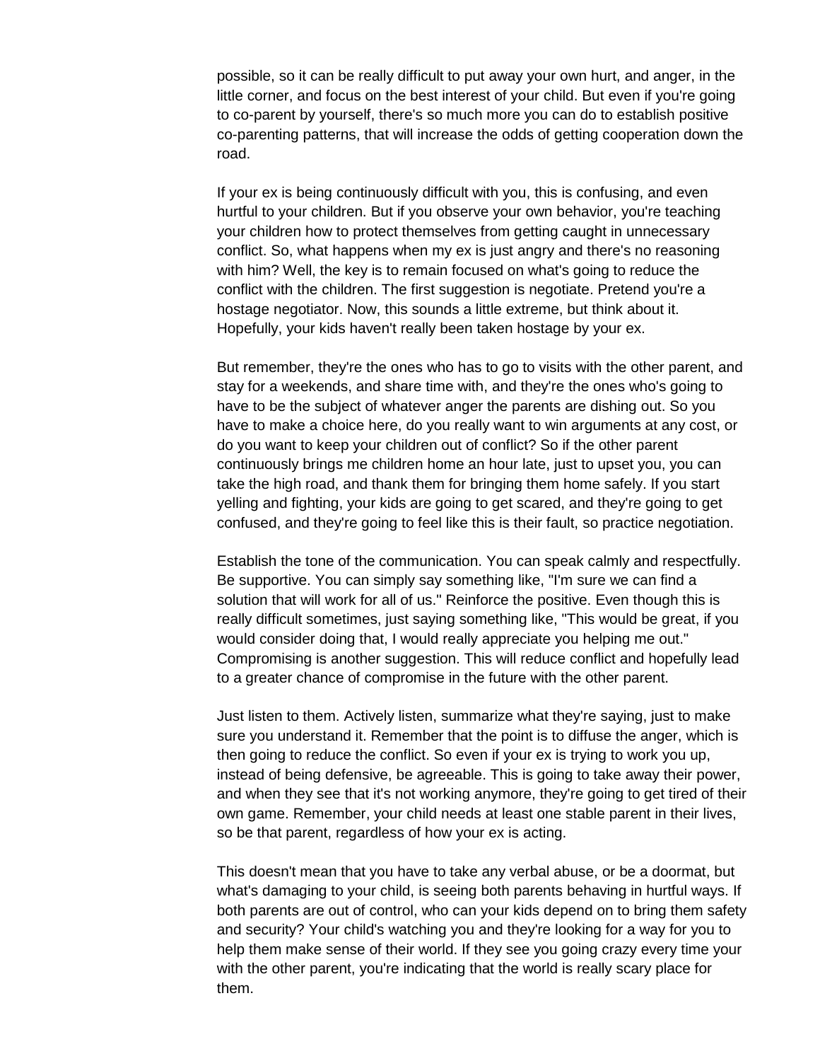possible, so it can be really difficult to put away your own hurt, and anger, in the little corner, and focus on the best interest of your child. But even if you're going to co-parent by yourself, there's so much more you can do to establish positive co-parenting patterns, that will increase the odds of getting cooperation down the road.

If your ex is being continuously difficult with you, this is confusing, and even hurtful to your children. But if you observe your own behavior, you're teaching your children how to protect themselves from getting caught in unnecessary conflict. So, what happens when my ex is just angry and there's no reasoning with him? Well, the key is to remain focused on what's going to reduce the conflict with the children. The first suggestion is negotiate. Pretend you're a hostage negotiator. Now, this sounds a little extreme, but think about it. Hopefully, your kids haven't really been taken hostage by your ex.

But remember, they're the ones who has to go to visits with the other parent, and stay for a weekends, and share time with, and they're the ones who's going to have to be the subject of whatever anger the parents are dishing out. So you have to make a choice here, do you really want to win arguments at any cost, or do you want to keep your children out of conflict? So if the other parent continuously brings me children home an hour late, just to upset you, you can take the high road, and thank them for bringing them home safely. If you start yelling and fighting, your kids are going to get scared, and they're going to get confused, and they're going to feel like this is their fault, so practice negotiation.

Establish the tone of the communication. You can speak calmly and respectfully. Be supportive. You can simply say something like, "I'm sure we can find a solution that will work for all of us." Reinforce the positive. Even though this is really difficult sometimes, just saying something like, "This would be great, if you would consider doing that, I would really appreciate you helping me out." Compromising is another suggestion. This will reduce conflict and hopefully lead to a greater chance of compromise in the future with the other parent.

Just listen to them. Actively listen, summarize what they're saying, just to make sure you understand it. Remember that the point is to diffuse the anger, which is then going to reduce the conflict. So even if your ex is trying to work you up, instead of being defensive, be agreeable. This is going to take away their power, and when they see that it's not working anymore, they're going to get tired of their own game. Remember, your child needs at least one stable parent in their lives, so be that parent, regardless of how your ex is acting.

This doesn't mean that you have to take any verbal abuse, or be a doormat, but what's damaging to your child, is seeing both parents behaving in hurtful ways. If both parents are out of control, who can your kids depend on to bring them safety and security? Your child's watching you and they're looking for a way for you to help them make sense of their world. If they see you going crazy every time your with the other parent, you're indicating that the world is really scary place for them.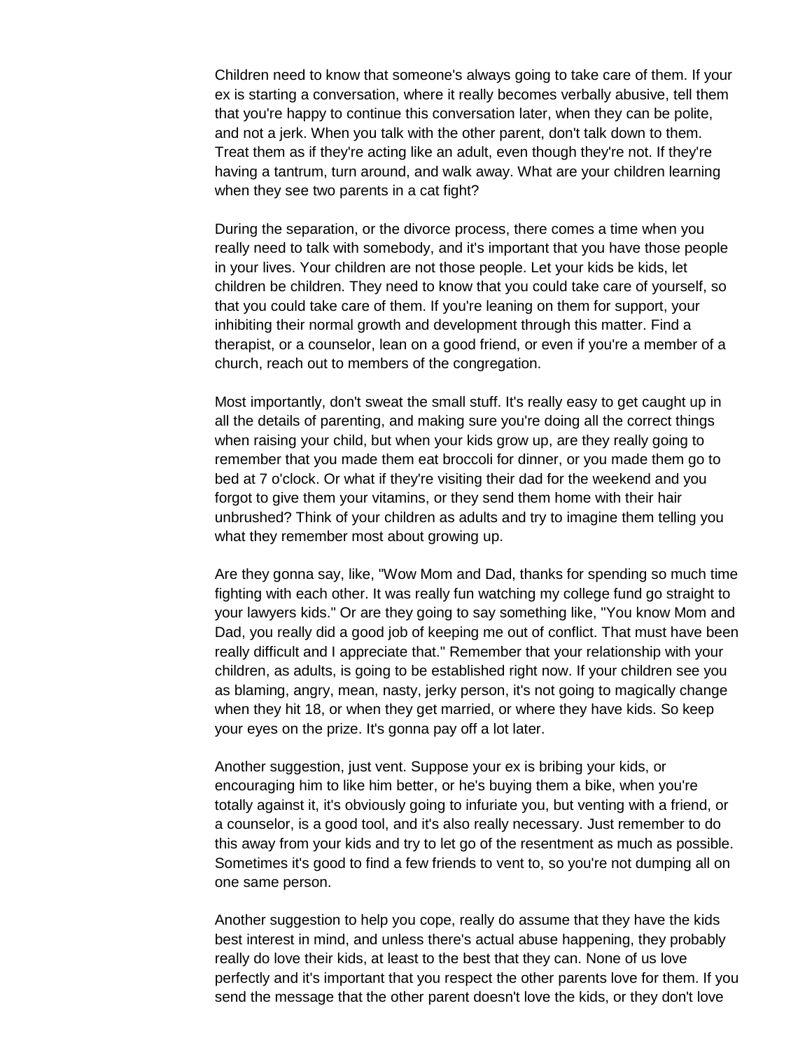Children need to know that someone's always going to take care of them. If your ex is starting a conversation, where it really becomes verbally abusive, tell them that you're happy to continue this conversation later, when they can be polite, and not a jerk. When you talk with the other parent, don't talk down to them. Treat them as if they're acting like an adult, even though they're not. If they're having a tantrum, turn around, and walk away. What are your children learning when they see two parents in a cat fight?

During the separation, or the divorce process, there comes a time when you really need to talk with somebody, and it's important that you have those people in your lives. Your children are not those people. Let your kids be kids, let children be children. They need to know that you could take care of yourself, so that you could take care of them. If you're leaning on them for support, your inhibiting their normal growth and development through this matter. Find a therapist, or a counselor, lean on a good friend, or even if you're a member of a church, reach out to members of the congregation.

Most importantly, don't sweat the small stuff. It's really easy to get caught up in all the details of parenting, and making sure you're doing all the correct things when raising your child, but when your kids grow up, are they really going to remember that you made them eat broccoli for dinner, or you made them go to bed at 7 o'clock. Or what if they're visiting their dad for the weekend and you forgot to give them your vitamins, or they send them home with their hair unbrushed? Think of your children as adults and try to imagine them telling you what they remember most about growing up.

Are they gonna say, like, "Wow Mom and Dad, thanks for spending so much time fighting with each other. It was really fun watching my college fund go straight to your lawyers kids." Or are they going to say something like, "You know Mom and Dad, you really did a good job of keeping me out of conflict. That must have been really difficult and I appreciate that." Remember that your relationship with your children, as adults, is going to be established right now. If your children see you as blaming, angry, mean, nasty, jerky person, it's not going to magically change when they hit 18, or when they get married, or where they have kids. So keep your eyes on the prize. It's gonna pay off a lot later.

Another suggestion, just vent. Suppose your ex is bribing your kids, or encouraging him to like him better, or he's buying them a bike, when you're totally against it, it's obviously going to infuriate you, but venting with a friend, or a counselor, is a good tool, and it's also really necessary. Just remember to do this away from your kids and try to let go of the resentment as much as possible. Sometimes it's good to find a few friends to vent to, so you're not dumping all on one same person.

Another suggestion to help you cope, really do assume that they have the kids best interest in mind, and unless there's actual abuse happening, they probably really do love their kids, at least to the best that they can. None of us love perfectly and it's important that you respect the other parents love for them. If you send the message that the other parent doesn't love the kids, or they don't love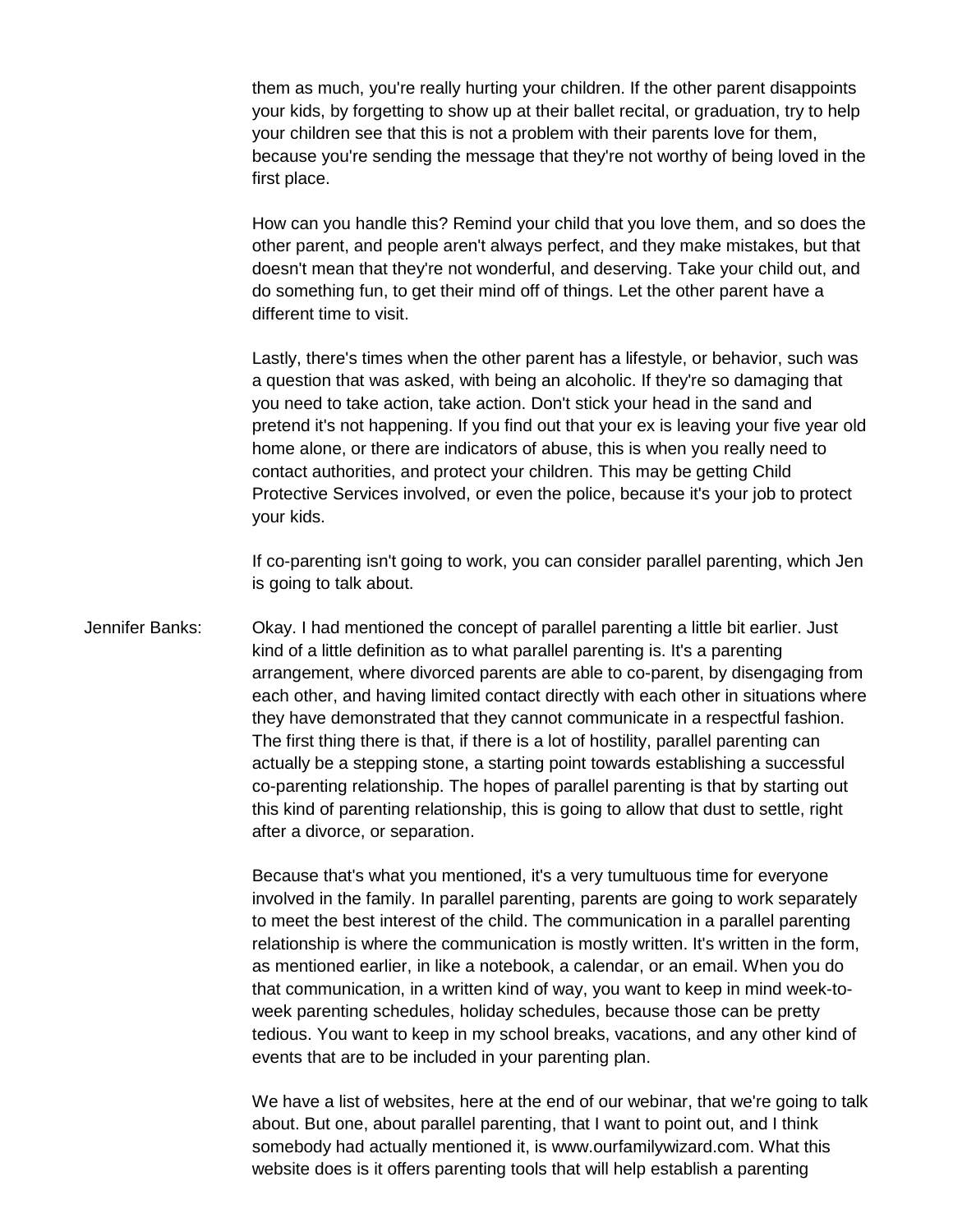them as much, you're really hurting your children. If the other parent disappoints your kids, by forgetting to show up at their ballet recital, or graduation, try to help your children see that this is not a problem with their parents love for them, because you're sending the message that they're not worthy of being loved in the first place.

How can you handle this? Remind your child that you love them, and so does the other parent, and people aren't always perfect, and they make mistakes, but that doesn't mean that they're not wonderful, and deserving. Take your child out, and do something fun, to get their mind off of things. Let the other parent have a different time to visit.

Lastly, there's times when the other parent has a lifestyle, or behavior, such was a question that was asked, with being an alcoholic. If they're so damaging that you need to take action, take action. Don't stick your head in the sand and pretend it's not happening. If you find out that your ex is leaving your five year old home alone, or there are indicators of abuse, this is when you really need to contact authorities, and protect your children. This may be getting Child Protective Services involved, or even the police, because it's your job to protect your kids.

If co-parenting isn't going to work, you can consider parallel parenting, which Jen is going to talk about.

Jennifer Banks: Okay. I had mentioned the concept of parallel parenting a little bit earlier. Just kind of a little definition as to what parallel parenting is. It's a parenting arrangement, where divorced parents are able to co-parent, by disengaging from each other, and having limited contact directly with each other in situations where they have demonstrated that they cannot communicate in a respectful fashion. The first thing there is that, if there is a lot of hostility, parallel parenting can actually be a stepping stone, a starting point towards establishing a successful co-parenting relationship. The hopes of parallel parenting is that by starting out this kind of parenting relationship, this is going to allow that dust to settle, right after a divorce, or separation.

Because that's what you mentioned, it's a very tumultuous time for everyone involved in the family. In parallel parenting, parents are going to work separately to meet the best interest of the child. The communication in a parallel parenting relationship is where the communication is mostly written. It's written in the form, as mentioned earlier, in like a notebook, a calendar, or an email. When you do that communication, in a written kind of way, you want to keep in mind week-to-week parenting schedules, holiday schedules, because those can be pretty tedious. You want to keep in my school breaks, vacations, and any other kind of events that are to be included in your parenting plan.

We have a list of websites, here at the end of our webinar, that we're going to talk about. But one, about parallel parenting, that I want to point out, and I think somebody had actually mentioned it, is www.ourfamilywizard.com. What this website does is it offers parenting tools that will help establish a parenting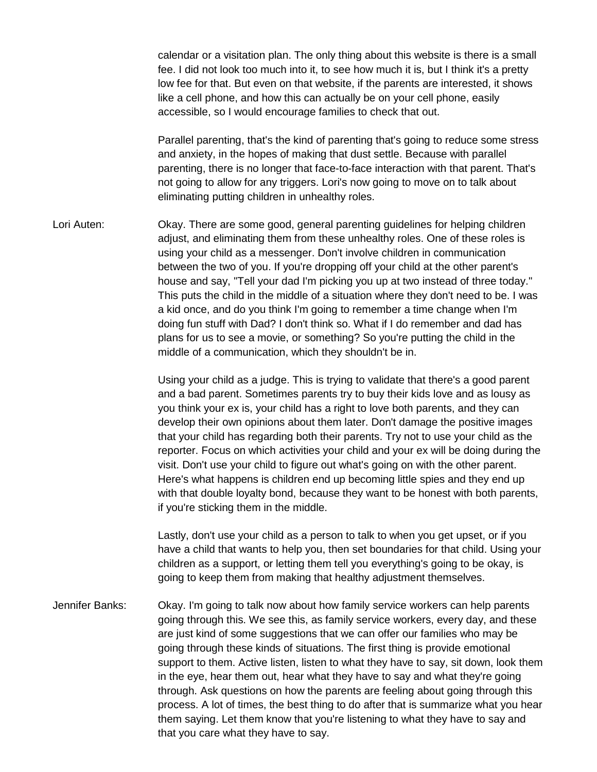calendar or a visitation plan. The only thing about this website is there is a small fee. I did not look too much into it, to see how much it is, but I think it's a pretty low fee for that. But even on that website, if the parents are interested, it shows like a cell phone, and how this can actually be on your cell phone, easily accessible, so I would encourage families to check that out.

Parallel parenting, that's the kind of parenting that's going to reduce some stress and anxiety, in the hopes of making that dust settle. Because with parallel parenting, there is no longer that face-to-face interaction with that parent. That's not going to allow for any triggers. Lori's now going to move on to talk about eliminating putting children in unhealthy roles.

Lori Auten: Okay. There are some good, general parenting guidelines for helping children adjust, and eliminating them from these unhealthy roles. One of these roles is using your child as a messenger. Don't involve children in communication between the two of you. If you're dropping off your child at the other parent's house and say, "Tell your dad I'm picking you up at two instead of three today." This puts the child in the middle of a situation where they don't need to be. I was a kid once, and do you think I'm going to remember a time change when I'm doing fun stuff with Dad? I don't think so. What if I do remember and dad has plans for us to see a movie, or something? So you're putting the child in the middle of a communication, which they shouldn't be in.

Using your child as a judge. This is trying to validate that there's a good parent and a bad parent. Sometimes parents try to buy their kids love and as lousy as you think your ex is, your child has a right to love both parents, and they can develop their own opinions about them later. Don't damage the positive images that your child has regarding both their parents. Try not to use your child as the reporter. Focus on which activities your child and your ex will be doing during the visit. Don't use your child to figure out what's going on with the other parent. Here's what happens is children end up becoming little spies and they end up with that double loyalty bond, because they want to be honest with both parents, if you're sticking them in the middle.

Lastly, don't use your child as a person to talk to when you get upset, or if you have a child that wants to help you, then set boundaries for that child. Using your children as a support, or letting them tell you everything's going to be okay, is going to keep them from making that healthy adjustment themselves.

Jennifer Banks: Okay. I'm going to talk now about how family service workers can help parents going through this. We see this, as family service workers, every day, and these are just kind of some suggestions that we can offer our families who may be going through these kinds of situations. The first thing is provide emotional support to them. Active listen, listen to what they have to say, sit down, look them in the eye, hear them out, hear what they have to say and what they're going through. Ask questions on how the parents are feeling about going through this process. A lot of times, the best thing to do after that is summarize what you hear them saying. Let them know that you're listening to what they have to say and that you care what they have to say.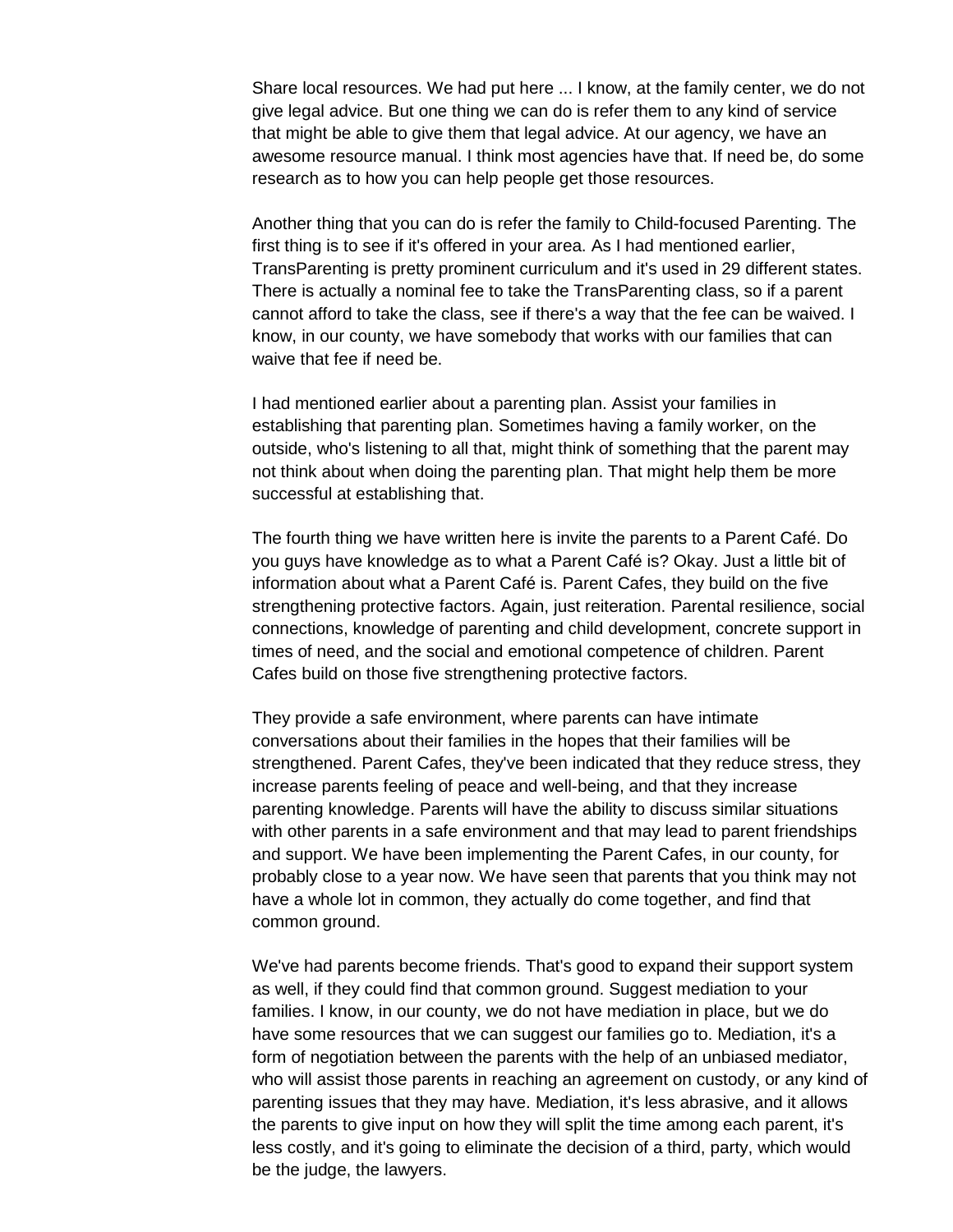Share local resources. We had put here ... I know, at the family center, we do not give legal advice. But one thing we can do is refer them to any kind of service that might be able to give them that legal advice. At our agency, we have an awesome resource manual. I think most agencies have that. If need be, do some research as to how you can help people get those resources.

Another thing that you can do is refer the family to Child-focused Parenting. The first thing is to see if it's offered in your area. As I had mentioned earlier, TransParenting is pretty prominent curriculum and it's used in 29 different states. There is actually a nominal fee to take the TransParenting class, so if a parent cannot afford to take the class, see if there's a way that the fee can be waived. I know, in our county, we have somebody that works with our families that can waive that fee if need be.

I had mentioned earlier about a parenting plan. Assist your families in establishing that parenting plan. Sometimes having a family worker, on the outside, who's listening to all that, might think of something that the parent may not think about when doing the parenting plan. That might help them be more successful at establishing that.

The fourth thing we have written here is invite the parents to a Parent Café. Do you guys have knowledge as to what a Parent Café is? Okay. Just a little bit of information about what a Parent Café is. Parent Cafes, they build on the five strengthening protective factors. Again, just reiteration. Parental resilience, social connections, knowledge of parenting and child development, concrete support in times of need, and the social and emotional competence of children. Parent Cafes build on those five strengthening protective factors.

They provide a safe environment, where parents can have intimate conversations about their families in the hopes that their families will be strengthened. Parent Cafes, they've been indicated that they reduce stress, they increase parents feeling of peace and well-being, and that they increase parenting knowledge. Parents will have the ability to discuss similar situations with other parents in a safe environment and that may lead to parent friendships and support. We have been implementing the Parent Cafes, in our county, for probably close to a year now. We have seen that parents that you think may not have a whole lot in common, they actually do come together, and find that common ground.

We've had parents become friends. That's good to expand their support system as well, if they could find that common ground. Suggest mediation to your families. I know, in our county, we do not have mediation in place, but we do have some resources that we can suggest our families go to. Mediation, it's a form of negotiation between the parents with the help of an unbiased mediator, who will assist those parents in reaching an agreement on custody, or any kind of parenting issues that they may have. Mediation, it's less abrasive, and it allows the parents to give input on how they will split the time among each parent, it's less costly, and it's going to eliminate the decision of a third, party, which would be the judge, the lawyers.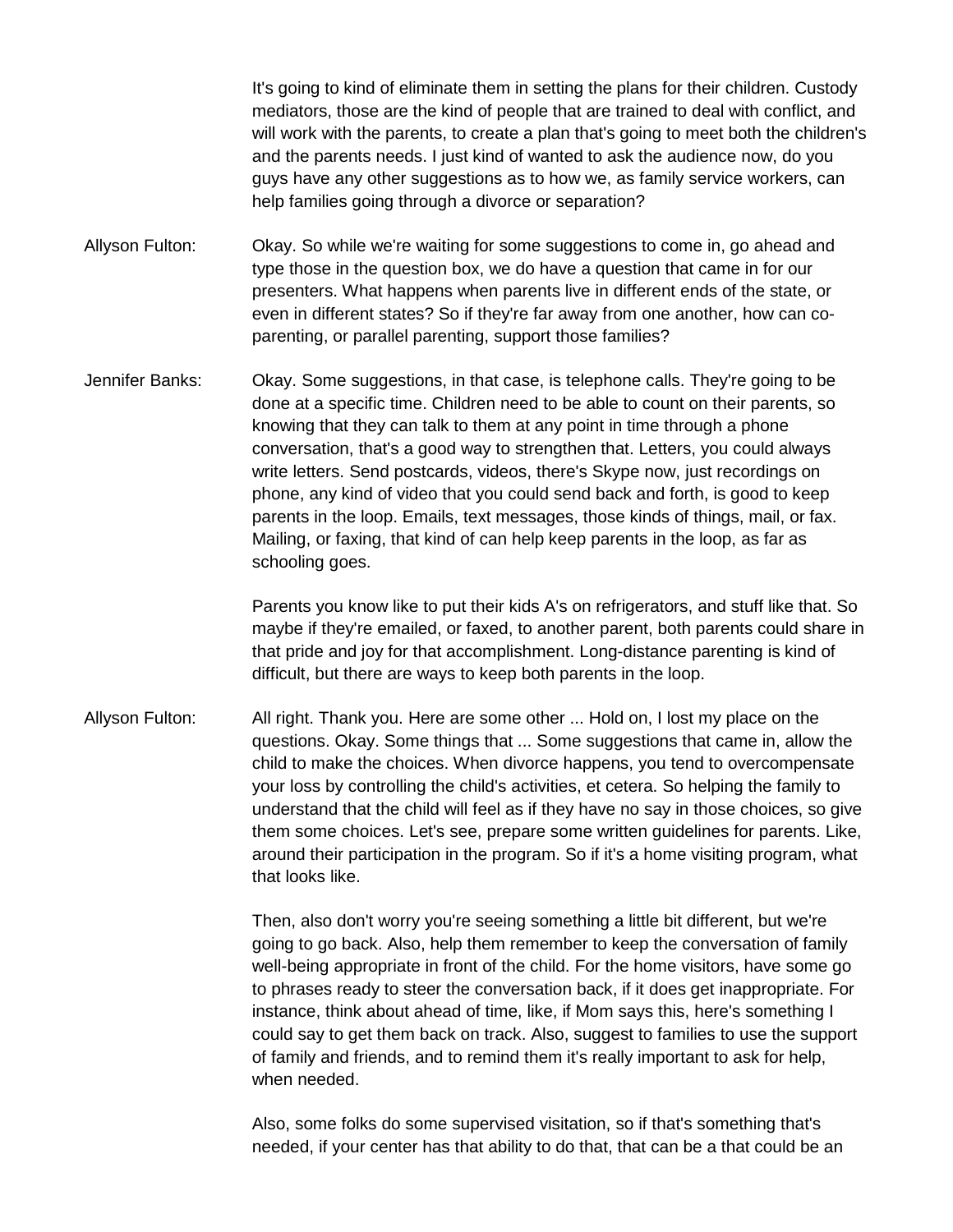It's going to kind of eliminate them in setting the plans for their children. Custody mediators, those are the kind of people that are trained to deal with conflict, and will work with the parents, to create a plan that's going to meet both the children's and the parents needs. I just kind of wanted to ask the audience now, do you guys have any other suggestions as to how we, as family service workers, can help families going through a divorce or separation?

Allyson Fulton: Okay. So while we're waiting for some suggestions to come in, go ahead and type those in the question box, we do have a question that came in for our presenters. What happens when parents live in different ends of the state, or even in different states? So if they're far away from one another, how can co-parenting, or parallel parenting, support those families?

Jennifer Banks: Okay. Some suggestions, in that case, is telephone calls. They're going to be done at a specific time. Children need to be able to count on their parents, so knowing that they can talk to them at any point in time through a phone conversation, that's a good way to strengthen that. Letters, you could always write letters. Send postcards, videos, there's Skype now, just recordings on phone, any kind of video that you could send back and forth, is good to keep parents in the loop. Emails, text messages, those kinds of things, mail, or fax. Mailing, or faxing, that kind of can help keep parents in the loop, as far as schooling goes.

Parents you know like to put their kids A's on refrigerators, and stuff like that. So maybe if they're emailed, or faxed, to another parent, both parents could share in that pride and joy for that accomplishment. Long-distance parenting is kind of difficult, but there are ways to keep both parents in the loop.

Allyson Fulton: All right. Thank you. Here are some other ... Hold on, I lost my place on the questions. Okay. Some things that ... Some suggestions that came in, allow the child to make the choices. When divorce happens, you tend to overcompensate your loss by controlling the child's activities, et cetera. So helping the family to understand that the child will feel as if they have no say in those choices, so give them some choices. Let's see, prepare some written guidelines for parents. Like, around their participation in the program. So if it's a home visiting program, what that looks like.

Then, also don't worry you're seeing something a little bit different, but we're going to go back. Also, help them remember to keep the conversation of family well-being appropriate in front of the child. For the home visitors, have some go to phrases ready to steer the conversation back, if it does get inappropriate. For instance, think about ahead of time, like, if Mom says this, here's something I could say to get them back on track. Also, suggest to families to use the support of family and friends, and to remind them it's really important to ask for help, when needed.

Also, some folks do some supervised visitation, so if that's something that's needed, if your center has that ability to do that, that can be a that could be an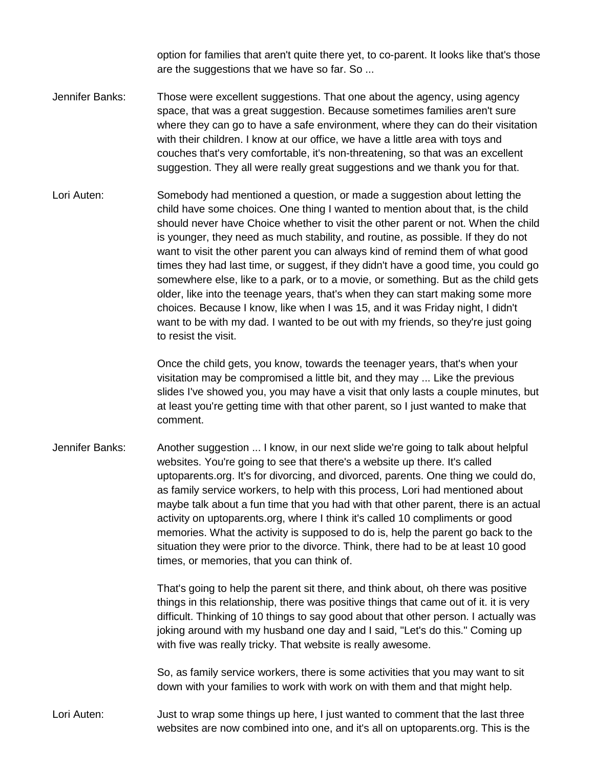option for families that aren't quite there yet, to co-parent. It looks like that's those are the suggestions that we have so far. So ...

Jennifer Banks: Those were excellent suggestions. That one about the agency, using agency space, that was a great suggestion. Because sometimes families aren't sure where they can go to have a safe environment, where they can do their visitation with their children. I know at our office, we have a little area with toys and couches that's very comfortable, it's non-threatening, so that was an excellent suggestion. They all were really great suggestions and we thank you for that.

Lori Auten: Somebody had mentioned a question, or made a suggestion about letting the child have some choices. One thing I wanted to mention about that, is the child should never have Choice whether to visit the other parent or not. When the child is younger, they need as much stability, and routine, as possible. If they do not want to visit the other parent you can always kind of remind them of what good times they had last time, or suggest, if they didn't have a good time, you could go somewhere else, like to a park, or to a movie, or something. But as the child gets older, like into the teenage years, that's when they can start making some more choices. Because I know, like when I was 15, and it was Friday night, I didn't want to be with my dad. I wanted to be out with my friends, so they're just going to resist the visit.

Once the child gets, you know, towards the teenager years, that's when your visitation may be compromised a little bit, and they may ... Like the previous slides I've showed you, you may have a visit that only lasts a couple minutes, but at least you're getting time with that other parent, so I just wanted to make that comment.

Jennifer Banks: Another suggestion ... I know, in our next slide we're going to talk about helpful websites. You're going to see that there's a website up there. It's called uptoparents.org. It's for divorcing, and divorced, parents. One thing we could do, as family service workers, to help with this process, Lori had mentioned about maybe talk about a fun time that you had with that other parent, there is an actual activity on uptoparents.org, where I think it's called 10 compliments or good memories. What the activity is supposed to do is, help the parent go back to the situation they were prior to the divorce. Think, there had to be at least 10 good times, or memories, that you can think of.

That's going to help the parent sit there, and think about, oh there was positive things in this relationship, there was positive things that came out of it. it is very difficult. Thinking of 10 things to say good about that other person. I actually was joking around with my husband one day and I said, "Let's do this." Coming up with five was really tricky. That website is really awesome.

So, as family service workers, there is some activities that you may want to sit down with your families to work with work on with them and that might help.

Lori Auten: Just to wrap some things up here, I just wanted to comment that the last three websites are now combined into one, and it's all on uptoparents.org. This is the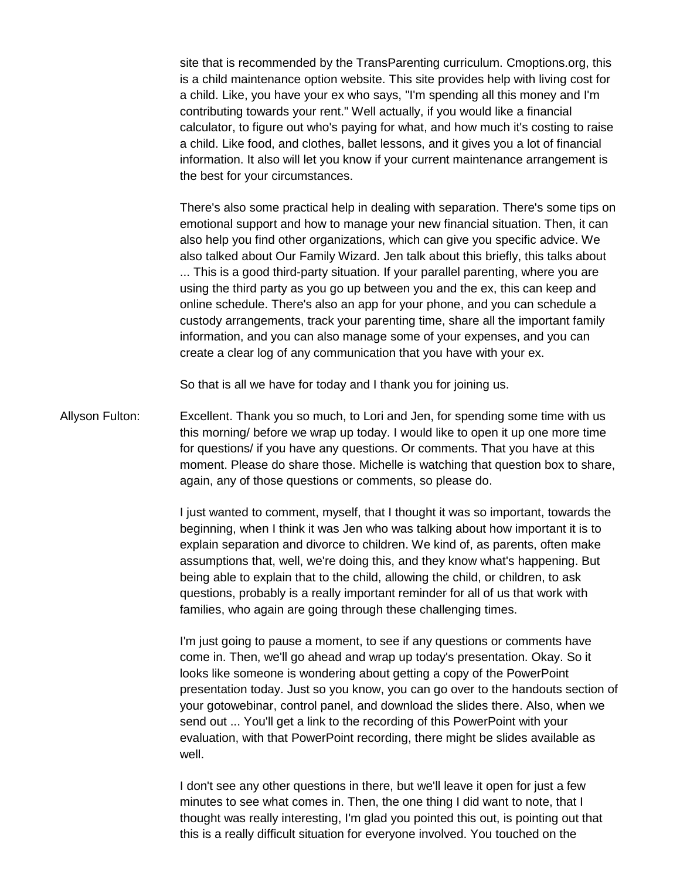site that is recommended by the TransParenting curriculum. Cmoptions.org, this is a child maintenance option website. This site provides help with living cost for a child. Like, you have your ex who says, "I'm spending all this money and I'm contributing towards your rent." Well actually, if you would like a financial calculator, to figure out who's paying for what, and how much it's costing to raise a child. Like food, and clothes, ballet lessons, and it gives you a lot of financial information. It also will let you know if your current maintenance arrangement is the best for your circumstances.

There's also some practical help in dealing with separation. There's some tips on emotional support and how to manage your new financial situation. Then, it can also help you find other organizations, which can give you specific advice. We also talked about Our Family Wizard. Jen talk about this briefly, this talks about ... This is a good third-party situation. If your parallel parenting, where you are using the third party as you go up between you and the ex, this can keep and online schedule. There's also an app for your phone, and you can schedule a custody arrangements, track your parenting time, share all the important family information, and you can also manage some of your expenses, and you can create a clear log of any communication that you have with your ex.

So that is all we have for today and I thank you for joining us.

Allyson Fulton: Excellent. Thank you so much, to Lori and Jen, for spending some time with us this morning/ before we wrap up today. I would like to open it up one more time for questions/ if you have any questions. Or comments. That you have at this moment. Please do share those. Michelle is watching that question box to share, again, any of those questions or comments, so please do.

I just wanted to comment, myself, that I thought it was so important, towards the beginning, when I think it was Jen who was talking about how important it is to explain separation and divorce to children. We kind of, as parents, often make assumptions that, well, we're doing this, and they know what's happening. But being able to explain that to the child, allowing the child, or children, to ask questions, probably is a really important reminder for all of us that work with families, who again are going through these challenging times.

I'm just going to pause a moment, to see if any questions or comments have come in. Then, we'll go ahead and wrap up today's presentation. Okay. So it looks like someone is wondering about getting a copy of the PowerPoint presentation today. Just so you know, you can go over to the handouts section of your gotowebinar, control panel, and download the slides there. Also, when we send out ... You'll get a link to the recording of this PowerPoint with your evaluation, with that PowerPoint recording, there might be slides available as well.

I don't see any other questions in there, but we'll leave it open for just a few minutes to see what comes in. Then, the one thing I did want to note, that I thought was really interesting, I'm glad you pointed this out, is pointing out that this is a really difficult situation for everyone involved. You touched on the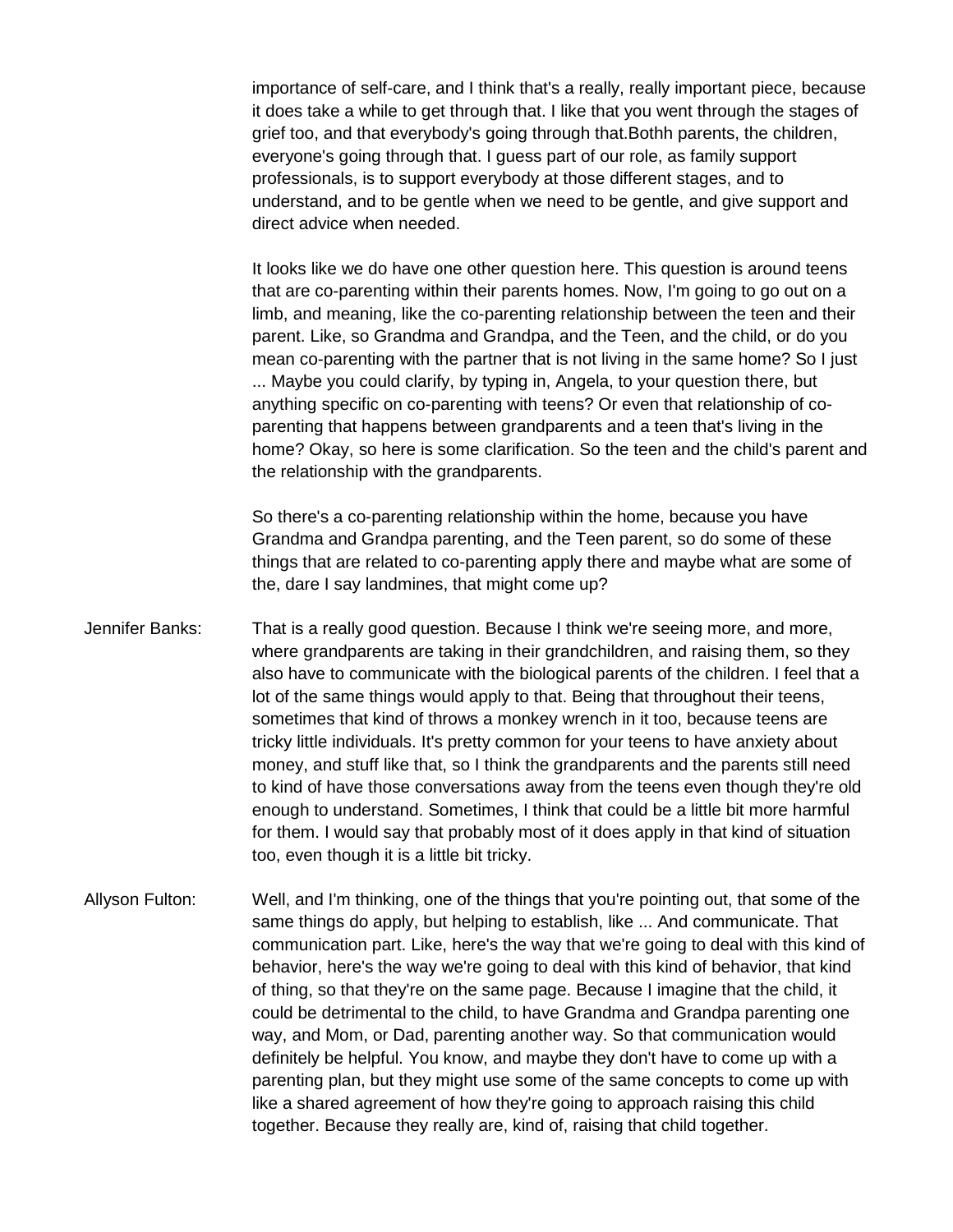importance of self-care, and I think that's a really, really important piece, because it does take a while to get through that. I like that you went through the stages of grief too, and that everybody's going through that.Bothh parents, the children, everyone's going through that. I guess part of our role, as family support professionals, is to support everybody at those different stages, and to understand, and to be gentle when we need to be gentle, and give support and direct advice when needed.

It looks like we do have one other question here. This question is around teens that are co-parenting within their parents homes. Now, I'm going to go out on a limb, and meaning, like the co-parenting relationship between the teen and their parent. Like, so Grandma and Grandpa, and the Teen, and the child, or do you mean co-parenting with the partner that is not living in the same home? So I just ... Maybe you could clarify, by typing in, Angela, to your question there, but anything specific on co-parenting with teens? Or even that relationship of co-parenting that happens between grandparents and a teen that's living in the home? Okay, so here is some clarification. So the teen and the child's parent and the relationship with the grandparents.

So there's a co-parenting relationship within the home, because you have Grandma and Grandpa parenting, and the Teen parent, so do some of these things that are related to co-parenting apply there and maybe what are some of the, dare I say landmines, that might come up?

Jennifer Banks: That is a really good question. Because I think we're seeing more, and more, where grandparents are taking in their grandchildren, and raising them, so they also have to communicate with the biological parents of the children. I feel that a lot of the same things would apply to that. Being that throughout their teens, sometimes that kind of throws a monkey wrench in it too, because teens are tricky little individuals. It's pretty common for your teens to have anxiety about money, and stuff like that, so I think the grandparents and the parents still need to kind of have those conversations away from the teens even though they're old enough to understand. Sometimes, I think that could be a little bit more harmful for them. I would say that probably most of it does apply in that kind of situation too, even though it is a little bit tricky.

Allyson Fulton: Well, and I'm thinking, one of the things that you're pointing out, that some of the same things do apply, but helping to establish, like ... And communicate. That communication part. Like, here's the way that we're going to deal with this kind of behavior, here's the way we're going to deal with this kind of behavior, that kind of thing, so that they're on the same page. Because I imagine that the child, it could be detrimental to the child, to have Grandma and Grandpa parenting one way, and Mom, or Dad, parenting another way. So that communication would definitely be helpful. You know, and maybe they don't have to come up with a parenting plan, but they might use some of the same concepts to come up with like a shared agreement of how they're going to approach raising this child together. Because they really are, kind of, raising that child together.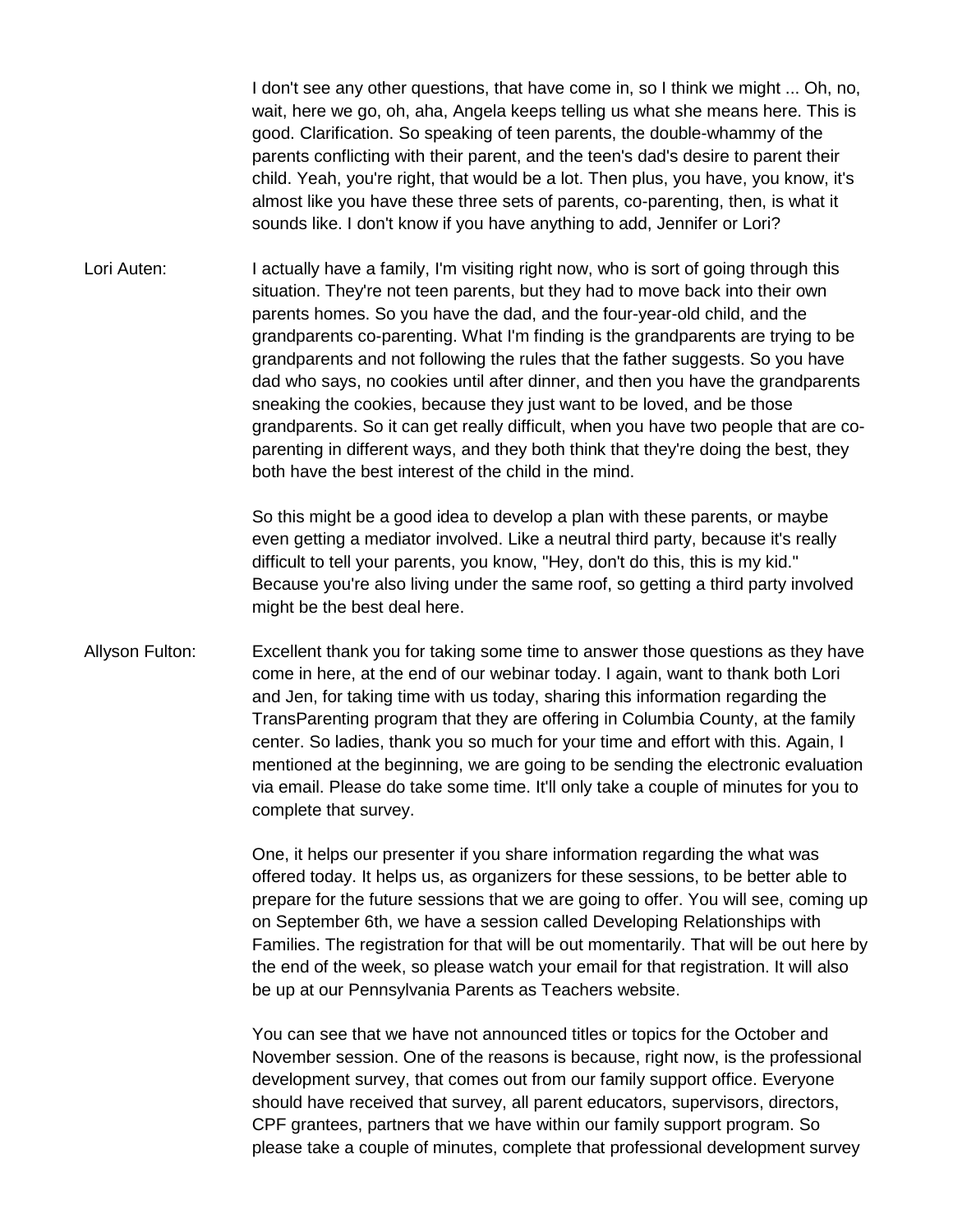I don't see any other questions, that have come in, so I think we might ... Oh, no, wait, here we go, oh, aha, Angela keeps telling us what she means here. This is good. Clarification. So speaking of teen parents, the double-whammy of the parents conflicting with their parent, and the teen's dad's desire to parent their child. Yeah, you're right, that would be a lot. Then plus, you have, you know, it's almost like you have these three sets of parents, co-parenting, then, is what it sounds like. I don't know if you have anything to add, Jennifer or Lori?

Lori Auten: I actually have a family, I'm visiting right now, who is sort of going through this situation. They're not teen parents, but they had to move back into their own parents homes. So you have the dad, and the four-year-old child, and the grandparents co-parenting. What I'm finding is the grandparents are trying to be grandparents and not following the rules that the father suggests. So you have dad who says, no cookies until after dinner, and then you have the grandparents sneaking the cookies, because they just want to be loved, and be those grandparents. So it can get really difficult, when you have two people that are co-parenting in different ways, and they both think that they're doing the best, they both have the best interest of the child in the mind.

So this might be a good idea to develop a plan with these parents, or maybe even getting a mediator involved. Like a neutral third party, because it's really difficult to tell your parents, you know, "Hey, don't do this, this is my kid." Because you're also living under the same roof, so getting a third party involved might be the best deal here.

Allyson Fulton: Excellent thank you for taking some time to answer those questions as they have come in here, at the end of our webinar today. I again, want to thank both Lori and Jen, for taking time with us today, sharing this information regarding the TransParenting program that they are offering in Columbia County, at the family center. So ladies, thank you so much for your time and effort with this. Again, I mentioned at the beginning, we are going to be sending the electronic evaluation via email. Please do take some time. It'll only take a couple of minutes for you to complete that survey.

One, it helps our presenter if you share information regarding the what was offered today. It helps us, as organizers for these sessions, to be better able to prepare for the future sessions that we are going to offer. You will see, coming up on September 6th, we have a session called Developing Relationships with Families. The registration for that will be out momentarily. That will be out here by the end of the week, so please watch your email for that registration. It will also be up at our Pennsylvania Parents as Teachers website.

You can see that we have not announced titles or topics for the October and November session. One of the reasons is because, right now, is the professional development survey, that comes out from our family support office. Everyone should have received that survey, all parent educators, supervisors, directors, CPF grantees, partners that we have within our family support program. So please take a couple of minutes, complete that professional development survey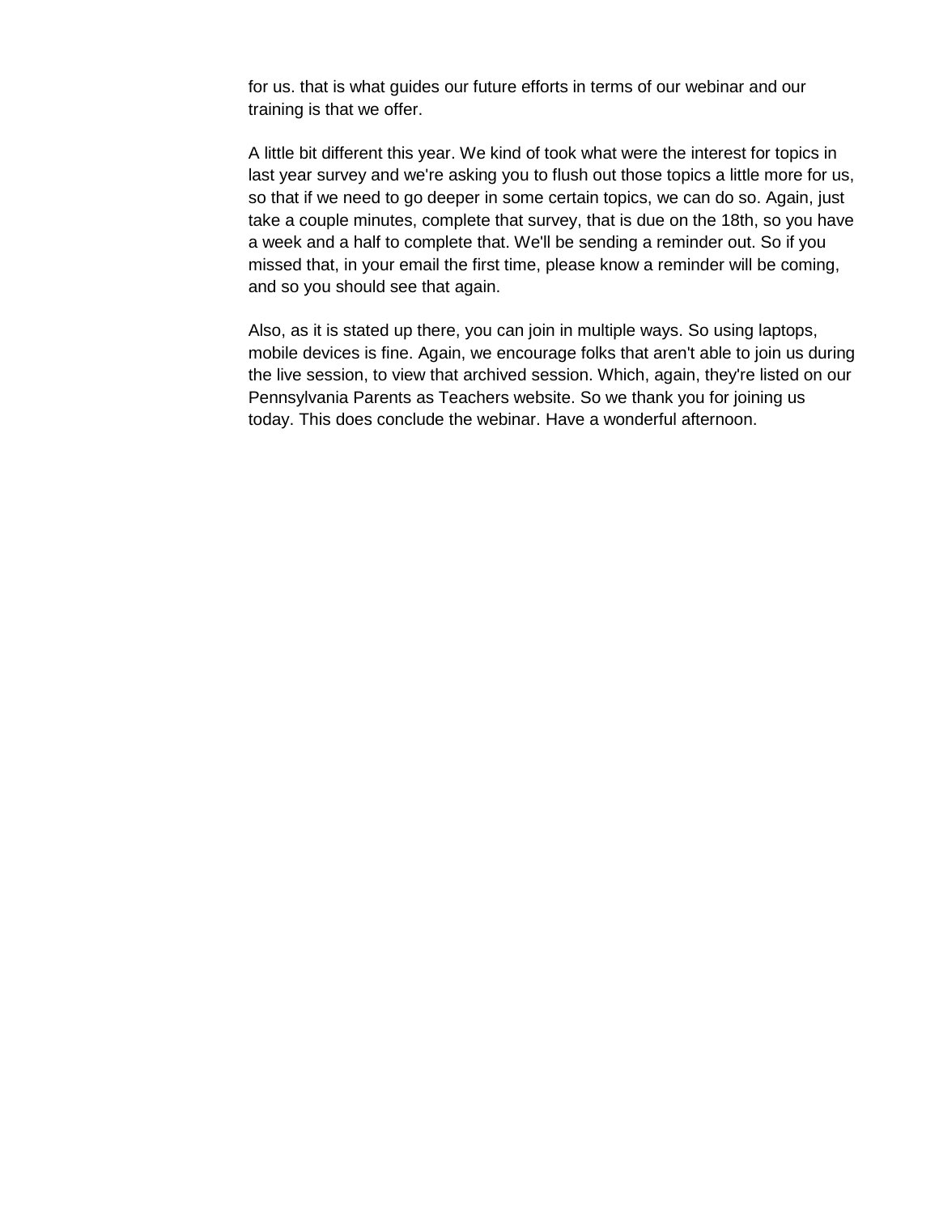for us. that is what guides our future efforts in terms of our webinar and our training is that we offer.

A little bit different this year. We kind of took what were the interest for topics in last year survey and we're asking you to flush out those topics a little more for us, so that if we need to go deeper in some certain topics, we can do so. Again, just take a couple minutes, complete that survey, that is due on the 18th, so you have a week and a half to complete that. We'll be sending a reminder out. So if you missed that, in your email the first time, please know a reminder will be coming, and so you should see that again.

Also, as it is stated up there, you can join in multiple ways. So using laptops, mobile devices is fine. Again, we encourage folks that aren't able to join us during the live session, to view that archived session. Which, again, they're listed on our Pennsylvania Parents as Teachers website. So we thank you for joining us today. This does conclude the webinar. Have a wonderful afternoon.